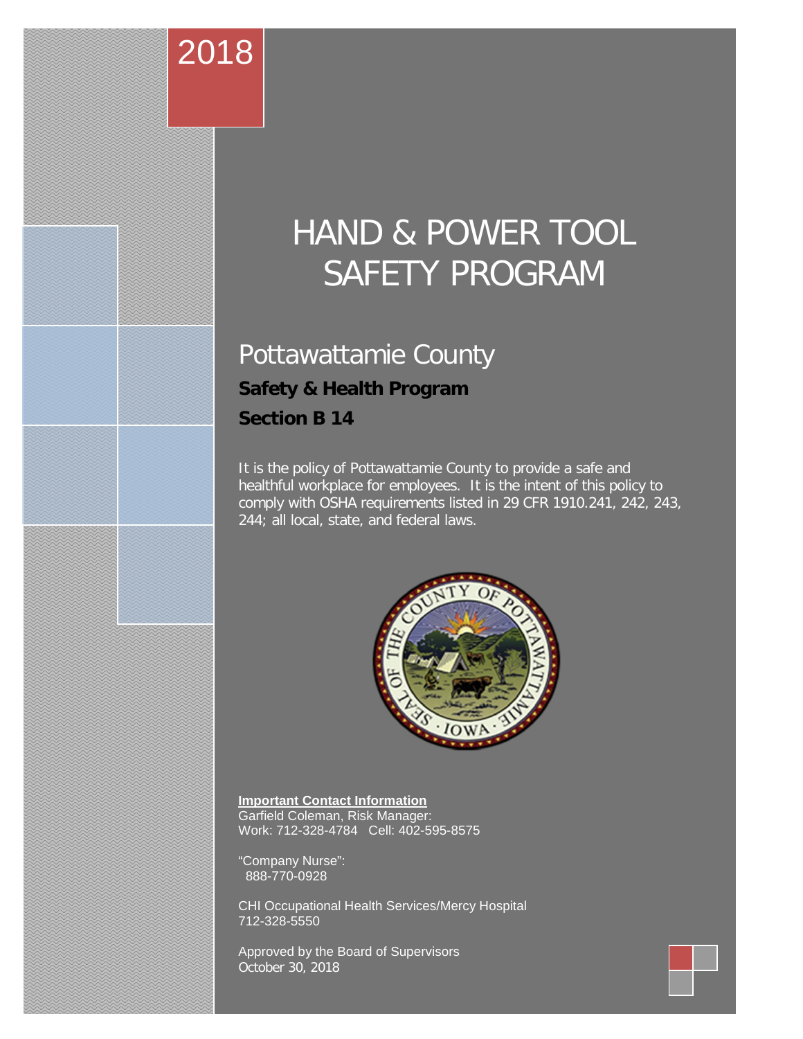2018

# HAND & POWER TOOL SAFETY PROGRAM

## Pottawattamie County

**Safety & Health Program**

**Section B 14**

It is the policy of Pottawattamie County to provide a safe and healthful workplace for employees. It is the intent of this policy to comply with OSHA requirements listed in 29 CFR 1910.241, 242, 243, 244; all local, state, and federal laws.

**Important Contact Information**
Garfield Coleman, Risk Manager:
Work: 712-328-4784 Cell: 402-595-8575

"Company Nurse":
888-770-0928

CHI Occupational Health Services/Mercy Hospital
712-328-5550

Approved by the Board of Supervisors
October 30, 2018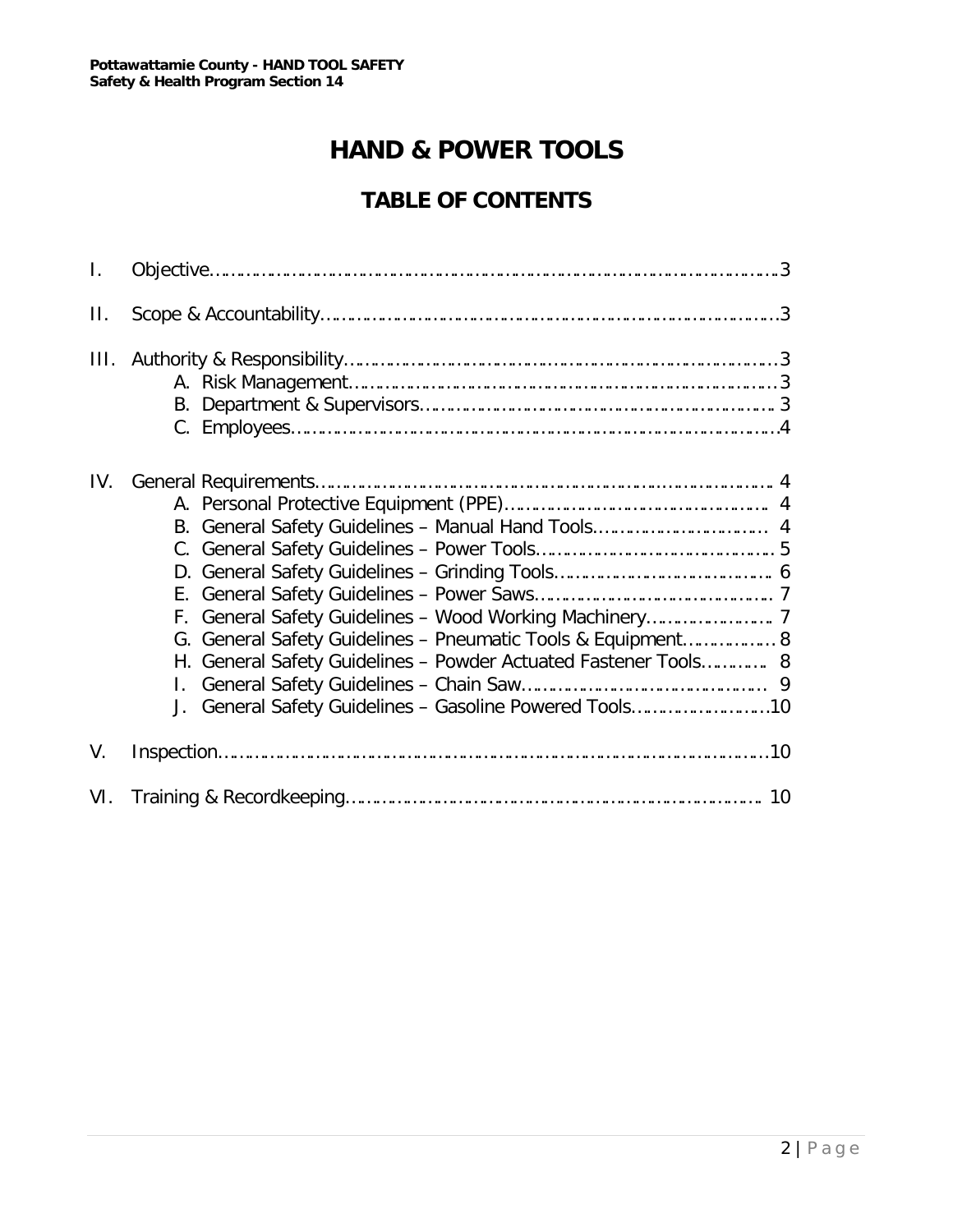# HAND & POWER TOOLS

## TABLE OF CONTENTS

I. Objective…………………………………………………………………………………………3

II. Scope & Accountability……………………………………………………………………………3

III. Authority & Responsibility…………………………………………………………………………3
   - A. Risk Management…………………………………………………………………………3
   - B. Department & Supervisors…………………………………………………………… 3
   - C. Employees…………………………………………………………………………………4

IV. General Requirements…………………………………………………………………………… 4
   - A. Personal Protective Equipment (PPE)…………………………………………… 4
   - B. General Safety Guidelines – Manual Hand Tools…………………………… 4
   - C. General Safety Guidelines – Power Tools……………………………………… 5
   - D. General Safety Guidelines – Grinding Tools…………………………………… 6
   - E. General Safety Guidelines – Power Saws……………………………………… 7
   - F. General Safety Guidelines – Wood Working Machinery…………………… 7
   - G. General Safety Guidelines – Pneumatic Tools & Equipment……………… 8
   - H. General Safety Guidelines – Powder Actuated Fastener Tools………… 8
   - I. General Safety Guidelines – Chain Saw………………………………………… 9
   - J. General Safety Guidelines – Gasoline Powered Tools………………………10

V. Inspection…………………………………………………………………………………………10

VI. Training & Recordkeeping……………………………………………………………………… 10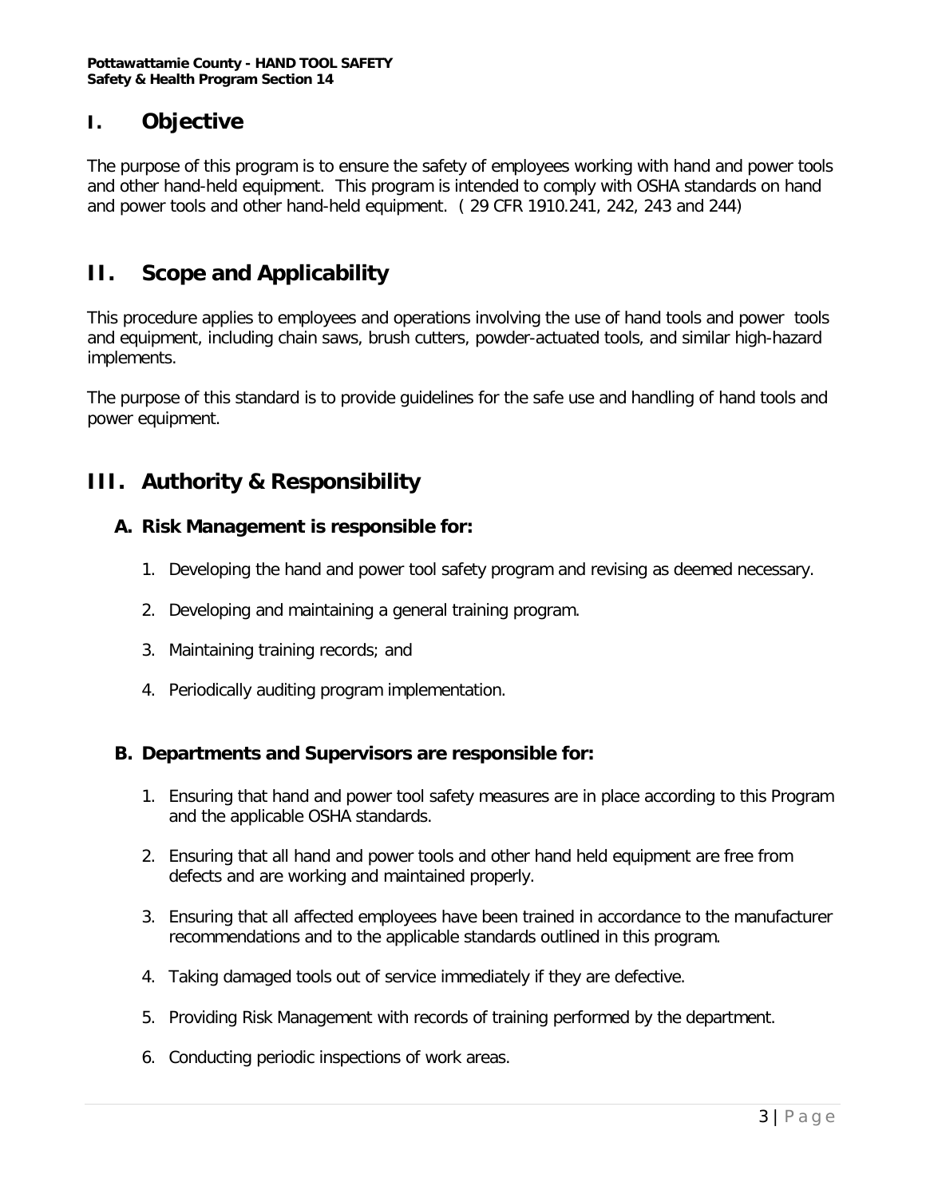## I. Objective

The purpose of this program is to ensure the safety of employees working with hand and power tools and other hand-held equipment. This program is intended to comply with OSHA standards on hand and power tools and other hand-held equipment. ( 29 CFR 1910.241, 242, 243 and 244)

## II. Scope and Applicability

This procedure applies to employees and operations involving the use of hand tools and power tools and equipment, including chain saws, brush cutters, powder-actuated tools, and similar high-hazard implements.

The purpose of this standard is to provide guidelines for the safe use and handling of hand tools and power equipment.

## III. Authority & Responsibility

### A. Risk Management is responsible for:

1. Developing the hand and power tool safety program and revising as deemed necessary.
2. Developing and maintaining a general training program.
3. Maintaining training records; and
4. Periodically auditing program implementation.

### B. Departments and Supervisors are responsible for:

1. Ensuring that hand and power tool safety measures are in place according to this Program and the applicable OSHA standards.
2. Ensuring that all hand and power tools and other hand held equipment are free from defects and are working and maintained properly.
3. Ensuring that all affected employees have been trained in accordance to the manufacturer recommendations and to the applicable standards outlined in this program.
4. Taking damaged tools out of service immediately if they are defective.
5. Providing Risk Management with records of training performed by the department.
6. Conducting periodic inspections of work areas.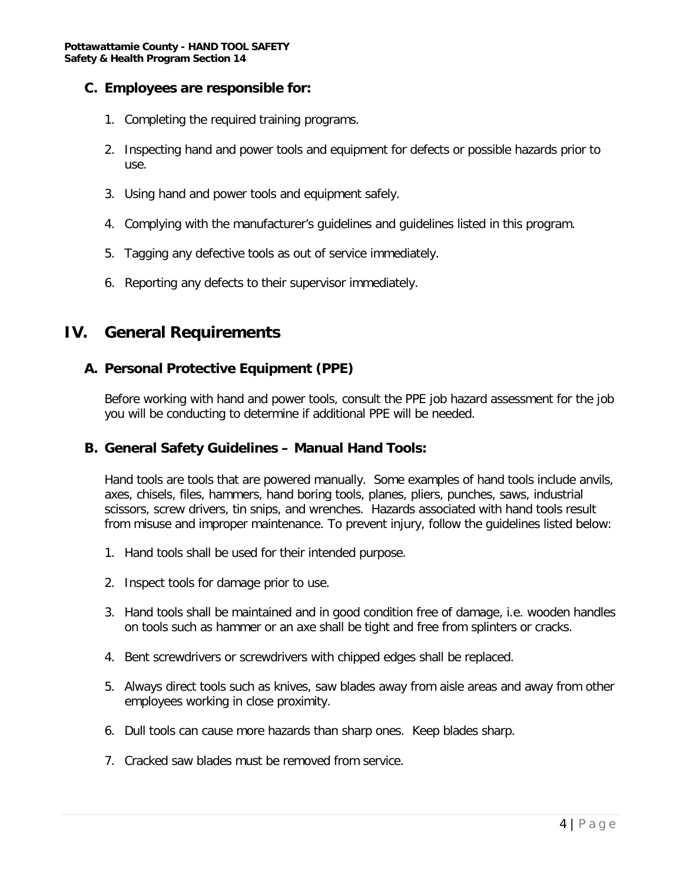### C. Employees are responsible for:

1. Completing the required training programs.

2. Inspecting hand and power tools and equipment for defects or possible hazards prior to use.

3. Using hand and power tools and equipment safely.

4. Complying with the manufacturer's guidelines and guidelines listed in this program.

5. Tagging any defective tools as out of service immediately.

6. Reporting any defects to their supervisor immediately.

## IV. General Requirements

### A. Personal Protective Equipment (PPE)

Before working with hand and power tools, consult the PPE job hazard assessment for the job you will be conducting to determine if additional PPE will be needed.

### B. General Safety Guidelines – Manual Hand Tools:

Hand tools are tools that are powered manually. Some examples of hand tools include anvils, axes, chisels, files, hammers, hand boring tools, planes, pliers, punches, saws, industrial scissors, screw drivers, tin snips, and wrenches. Hazards associated with hand tools result from misuse and improper maintenance. To prevent injury, follow the guidelines listed below:

1. Hand tools shall be used for their intended purpose.

2. Inspect tools for damage prior to use.

3. Hand tools shall be maintained and in good condition free of damage, i.e. wooden handles on tools such as hammer or an axe shall be tight and free from splinters or cracks.

4. Bent screwdrivers or screwdrivers with chipped edges shall be replaced.

5. Always direct tools such as knives, saw blades away from aisle areas and away from other employees working in close proximity.

6. Dull tools can cause more hazards than sharp ones. Keep blades sharp.

7. Cracked saw blades must be removed from service.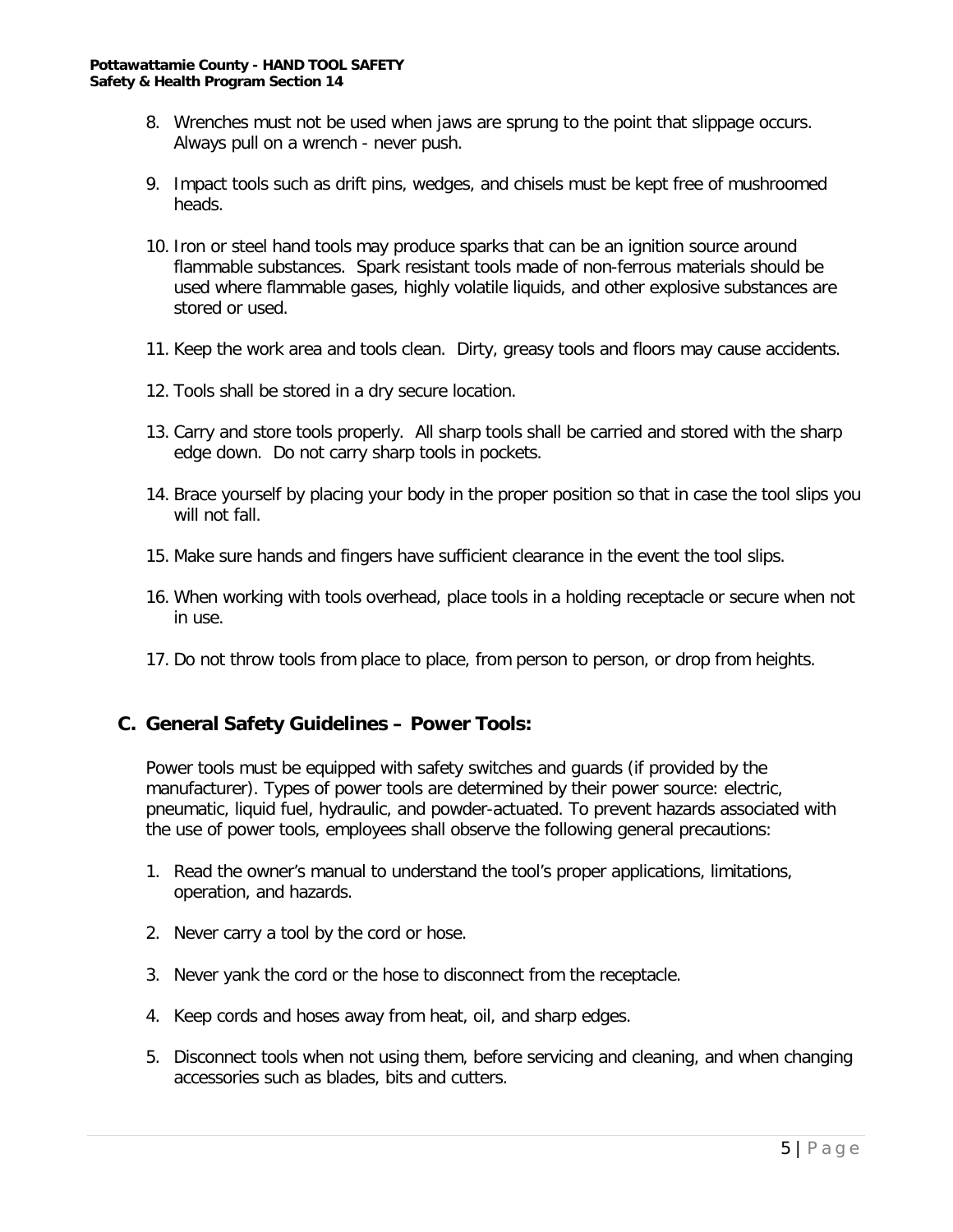8. Wrenches must not be used when jaws are sprung to the point that slippage occurs. Always pull on a wrench - never push.

9. Impact tools such as drift pins, wedges, and chisels must be kept free of mushroomed heads.

10. Iron or steel hand tools may produce sparks that can be an ignition source around flammable substances. Spark resistant tools made of non-ferrous materials should be used where flammable gases, highly volatile liquids, and other explosive substances are stored or used.

11. Keep the work area and tools clean. Dirty, greasy tools and floors may cause accidents.

12. Tools shall be stored in a dry secure location.

13. Carry and store tools properly. All sharp tools shall be carried and stored with the sharp edge down. Do not carry sharp tools in pockets.

14. Brace yourself by placing your body in the proper position so that in case the tool slips you will not fall.

15. Make sure hands and fingers have sufficient clearance in the event the tool slips.

16. When working with tools overhead, place tools in a holding receptacle or secure when not in use.

17. Do not throw tools from place to place, from person to person, or drop from heights.

## C. General Safety Guidelines – Power Tools:

Power tools must be equipped with safety switches and guards (if provided by the manufacturer). Types of power tools are determined by their power source: electric, pneumatic, liquid fuel, hydraulic, and powder-actuated. To prevent hazards associated with the use of power tools, employees shall observe the following general precautions:

1. Read the owner's manual to understand the tool's proper applications, limitations, operation, and hazards.

2. Never carry a tool by the cord or hose.

3. Never yank the cord or the hose to disconnect from the receptacle.

4. Keep cords and hoses away from heat, oil, and sharp edges.

5. Disconnect tools when not using them, before servicing and cleaning, and when changing accessories such as blades, bits and cutters.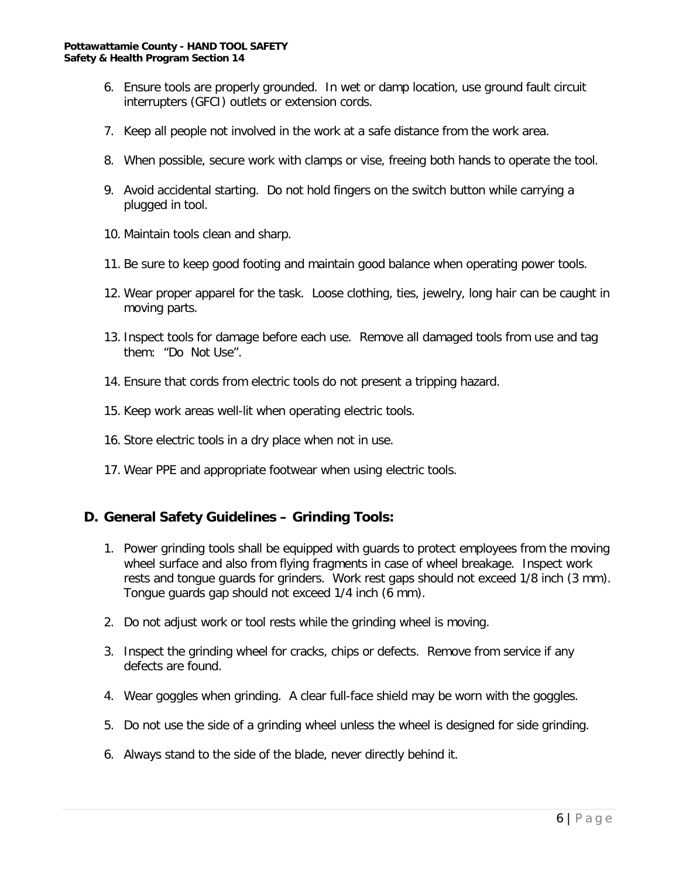6. Ensure tools are properly grounded. In wet or damp location, use ground fault circuit interrupters (GFCI) outlets or extension cords.
7. Keep all people not involved in the work at a safe distance from the work area.
8. When possible, secure work with clamps or vise, freeing both hands to operate the tool.
9. Avoid accidental starting. Do not hold fingers on the switch button while carrying a plugged in tool.
10. Maintain tools clean and sharp.
11. Be sure to keep good footing and maintain good balance when operating power tools.
12. Wear proper apparel for the task. Loose clothing, ties, jewelry, long hair can be caught in moving parts.
13. Inspect tools for damage before each use. Remove all damaged tools from use and tag them: "Do Not Use".
14. Ensure that cords from electric tools do not present a tripping hazard.
15. Keep work areas well-lit when operating electric tools.
16. Store electric tools in a dry place when not in use.
17. Wear PPE and appropriate footwear when using electric tools.

## D. General Safety Guidelines – Grinding Tools:

1. Power grinding tools shall be equipped with guards to protect employees from the moving wheel surface and also from flying fragments in case of wheel breakage. Inspect work rests and tongue guards for grinders. Work rest gaps should not exceed 1/8 inch (3 mm). Tongue guards gap should not exceed 1/4 inch (6 mm).
2. Do not adjust work or tool rests while the grinding wheel is moving.
3. Inspect the grinding wheel for cracks, chips or defects. Remove from service if any defects are found.
4. Wear goggles when grinding. A clear full-face shield may be worn with the goggles.
5. Do not use the side of a grinding wheel unless the wheel is designed for side grinding.
6. Always stand to the side of the blade, never directly behind it.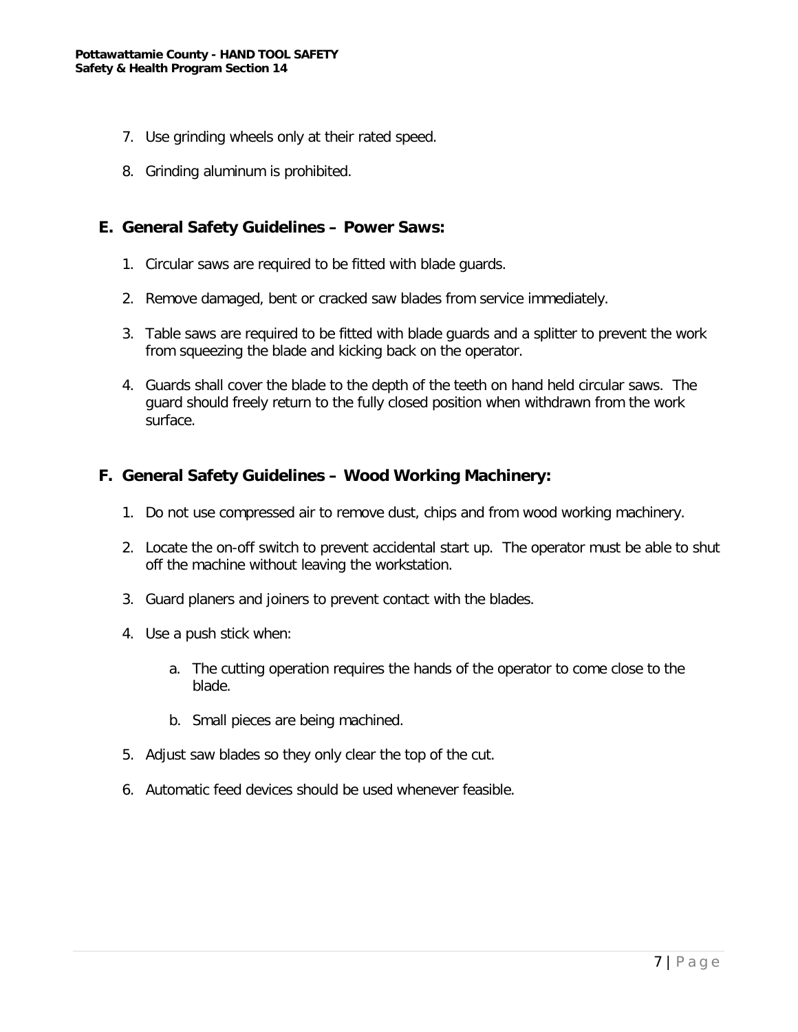7. Use grinding wheels only at their rated speed.

8. Grinding aluminum is prohibited.

## E. General Safety Guidelines – Power Saws:

1. Circular saws are required to be fitted with blade guards.

2. Remove damaged, bent or cracked saw blades from service immediately.

3. Table saws are required to be fitted with blade guards and a splitter to prevent the work from squeezing the blade and kicking back on the operator.

4. Guards shall cover the blade to the depth of the teeth on hand held circular saws. The guard should freely return to the fully closed position when withdrawn from the work surface.

## F. General Safety Guidelines – Wood Working Machinery:

1. Do not use compressed air to remove dust, chips and from wood working machinery.

2. Locate the on-off switch to prevent accidental start up. The operator must be able to shut off the machine without leaving the workstation.

3. Guard planers and joiners to prevent contact with the blades.

4. Use a push stick when:

   a. The cutting operation requires the hands of the operator to come close to the blade.

   b. Small pieces are being machined.

5. Adjust saw blades so they only clear the top of the cut.

6. Automatic feed devices should be used whenever feasible.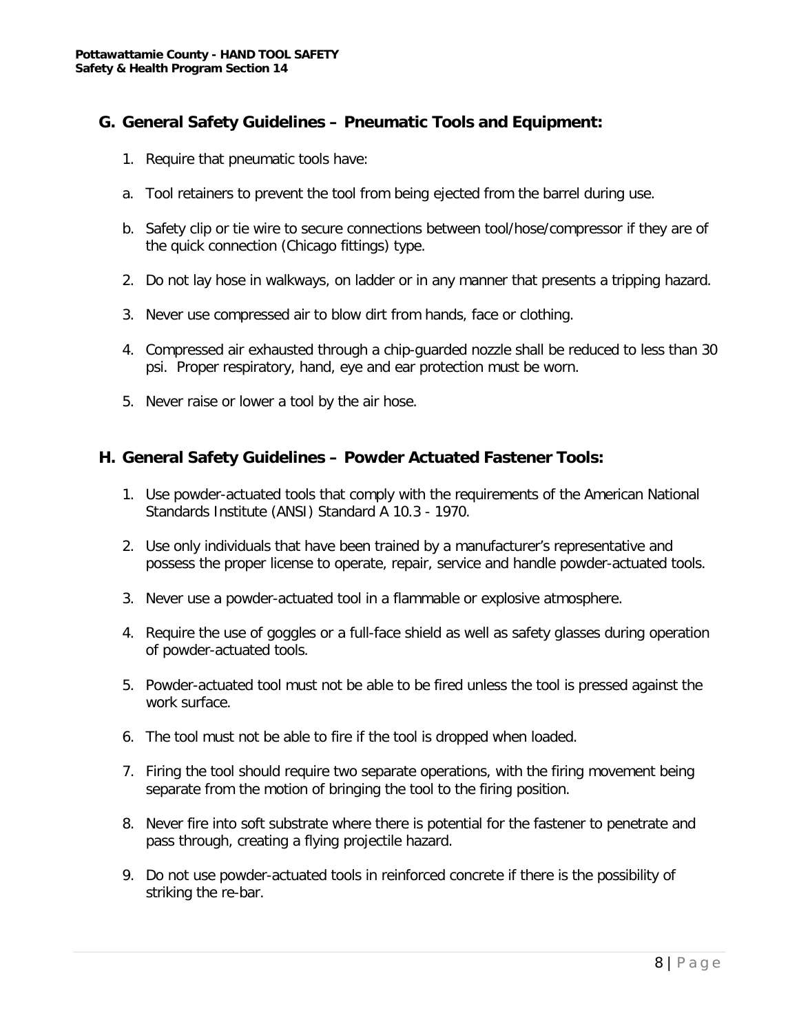## G. General Safety Guidelines – Pneumatic Tools and Equipment:

1. Require that pneumatic tools have:

a. Tool retainers to prevent the tool from being ejected from the barrel during use.

b. Safety clip or tie wire to secure connections between tool/hose/compressor if they are of the quick connection (Chicago fittings) type.

2. Do not lay hose in walkways, on ladder or in any manner that presents a tripping hazard.

3. Never use compressed air to blow dirt from hands, face or clothing.

4. Compressed air exhausted through a chip-guarded nozzle shall be reduced to less than 30 psi. Proper respiratory, hand, eye and ear protection must be worn.

5. Never raise or lower a tool by the air hose.

## H. General Safety Guidelines – Powder Actuated Fastener Tools:

1. Use powder-actuated tools that comply with the requirements of the American National Standards Institute (ANSI) Standard A 10.3 - 1970.

2. Use only individuals that have been trained by a manufacturer's representative and possess the proper license to operate, repair, service and handle powder-actuated tools.

3. Never use a powder-actuated tool in a flammable or explosive atmosphere.

4. Require the use of goggles or a full-face shield as well as safety glasses during operation of powder-actuated tools.

5. Powder-actuated tool must not be able to be fired unless the tool is pressed against the work surface.

6. The tool must not be able to fire if the tool is dropped when loaded.

7. Firing the tool should require two separate operations, with the firing movement being separate from the motion of bringing the tool to the firing position.

8. Never fire into soft substrate where there is potential for the fastener to penetrate and pass through, creating a flying projectile hazard.

9. Do not use powder-actuated tools in reinforced concrete if there is the possibility of striking the re-bar.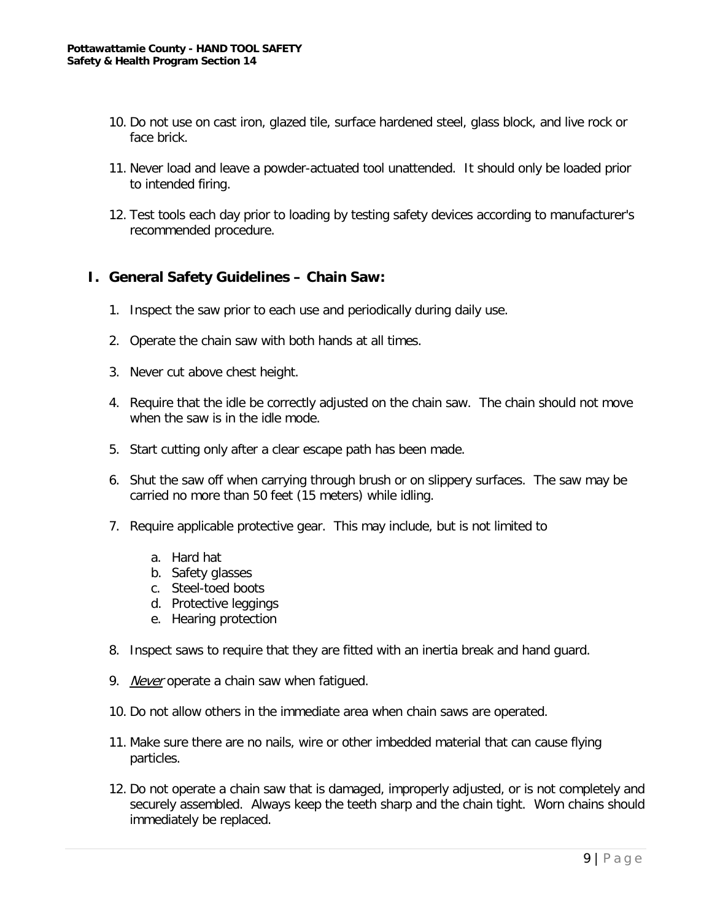10. Do not use on cast iron, glazed tile, surface hardened steel, glass block, and live rock or face brick.

11. Never load and leave a powder-actuated tool unattended. It should only be loaded prior to intended firing.

12. Test tools each day prior to loading by testing safety devices according to manufacturer's recommended procedure.

## I. General Safety Guidelines – Chain Saw:

1. Inspect the saw prior to each use and periodically during daily use.

2. Operate the chain saw with both hands at all times.

3. Never cut above chest height.

4. Require that the idle be correctly adjusted on the chain saw. The chain should not move when the saw is in the idle mode.

5. Start cutting only after a clear escape path has been made.

6. Shut the saw off when carrying through brush or on slippery surfaces. The saw may be carried no more than 50 feet (15 meters) while idling.

7. Require applicable protective gear. This may include, but is not limited to

   a. Hard hat
   b. Safety glasses
   c. Steel-toed boots
   d. Protective leggings
   e. Hearing protection

8. Inspect saws to require that they are fitted with an inertia break and hand guard.

9. ***Never*** operate a chain saw when fatigued.

10. Do not allow others in the immediate area when chain saws are operated.

11. Make sure there are no nails, wire or other imbedded material that can cause flying particles.

12. Do not operate a chain saw that is damaged, improperly adjusted, or is not completely and securely assembled. Always keep the teeth sharp and the chain tight. Worn chains should immediately be replaced.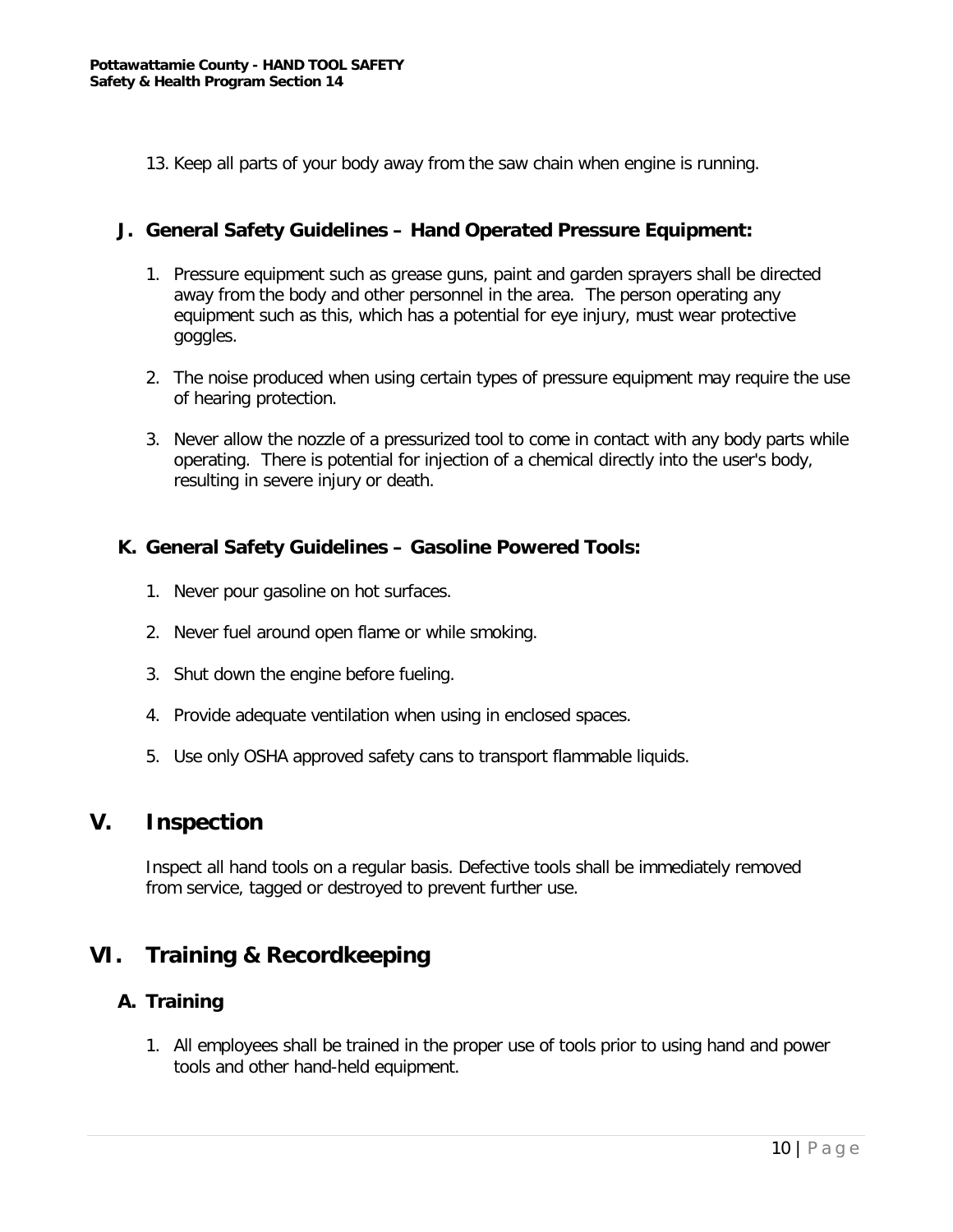13. Keep all parts of your body away from the saw chain when engine is running.

### J. General Safety Guidelines – Hand Operated Pressure Equipment:

1. Pressure equipment such as grease guns, paint and garden sprayers shall be directed away from the body and other personnel in the area. The person operating any equipment such as this, which has a potential for eye injury, must wear protective goggles.
2. The noise produced when using certain types of pressure equipment may require the use of hearing protection.
3. Never allow the nozzle of a pressurized tool to come in contact with any body parts while operating. There is potential for injection of a chemical directly into the user's body, resulting in severe injury or death.

### K. General Safety Guidelines – Gasoline Powered Tools:

1. Never pour gasoline on hot surfaces.
2. Never fuel around open flame or while smoking.
3. Shut down the engine before fueling.
4. Provide adequate ventilation when using in enclosed spaces.
5. Use only OSHA approved safety cans to transport flammable liquids.

## V. Inspection

Inspect all hand tools on a regular basis. Defective tools shall be immediately removed from service, tagged or destroyed to prevent further use.

## VI. Training & Recordkeeping

### A. Training

1. All employees shall be trained in the proper use of tools prior to using hand and power tools and other hand-held equipment.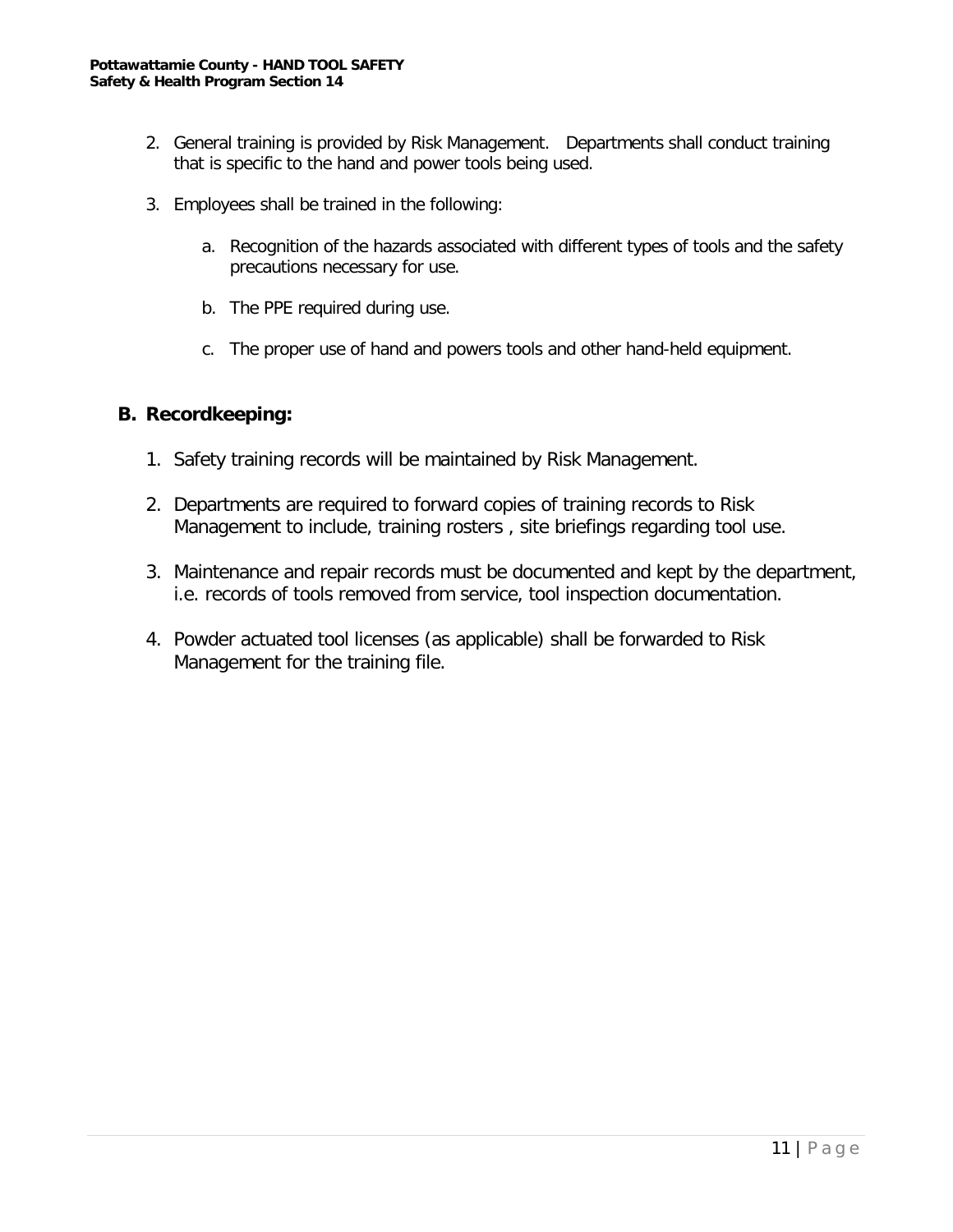2. General training is provided by Risk Management. Departments shall conduct training that is specific to the hand and power tools being used.

3. Employees shall be trained in the following:

    a. Recognition of the hazards associated with different types of tools and the safety precautions necessary for use.

    b. The PPE required during use.

    c. The proper use of hand and powers tools and other hand-held equipment.

## B. Recordkeeping:

1. Safety training records will be maintained by Risk Management.

2. Departments are required to forward copies of training records to Risk Management to include, training rosters , site briefings regarding tool use.

3. Maintenance and repair records must be documented and kept by the department, i.e. records of tools removed from service, tool inspection documentation.

4. Powder actuated tool licenses (as applicable) shall be forwarded to Risk Management for the training file.